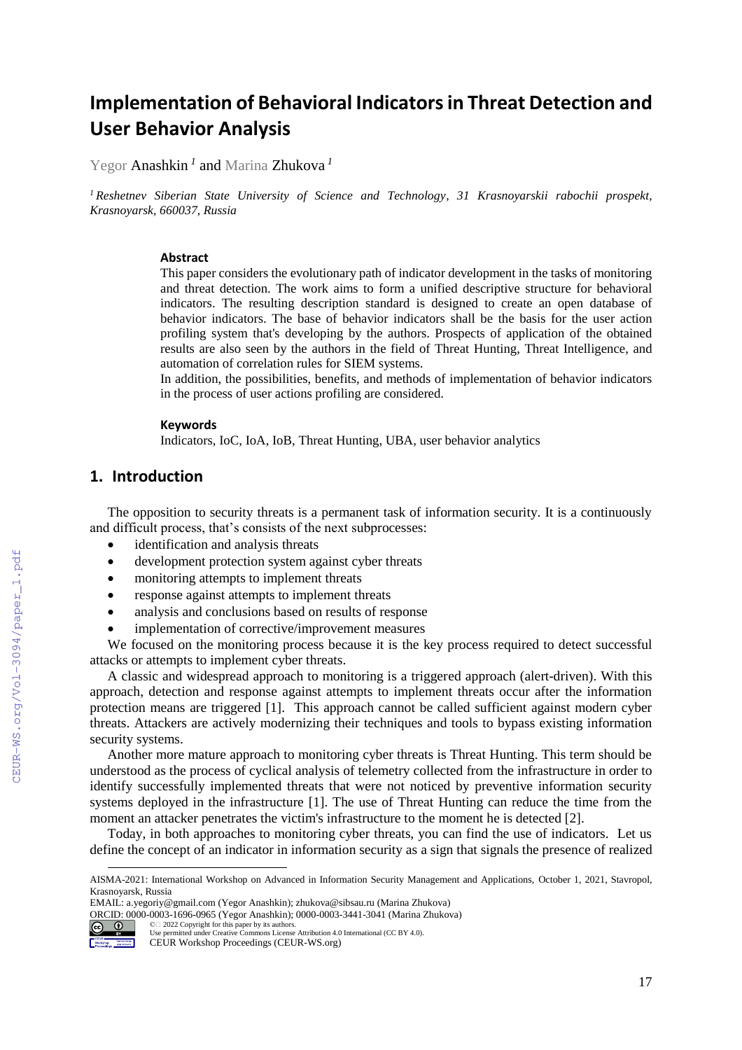# Implementation of Behavioral Indicators in Threat Detection and User Behavior Analysis

Yegor Anashkin [1] and Marina Zhukova [1]

[1] *Reshetnev Siberian State University of Science and Technology, 31 Krasnoyarskii rabochii prospekt, Krasnoyarsk, 660037, Russia*

### Abstract

This paper considers the evolutionary path of indicator development in the tasks of monitoring and threat detection. The work aims to form a unified descriptive structure for behavioral indicators. The resulting description standard is designed to create an open database of behavior indicators. The base of behavior indicators shall be the basis for the user action profiling system that's developing by the authors. Prospects of application of the obtained results are also seen by the authors in the field of Threat Hunting, Threat Intelligence, and automation of correlation rules for SIEM systems.

In addition, the possibilities, benefits, and methods of implementation of behavior indicators in the process of user actions profiling are considered.

### Keywords

Indicators, IoC, IoA, IoB, Threat Hunting, UBA, user behavior analytics

## 1. Introduction

The opposition to security threats is a permanent task of information security. It is a continuously and difficult process, that's consists of the next subprocesses:

- identification and analysis threats
- development protection system against cyber threats
- monitoring attempts to implement threats
- response against attempts to implement threats
- analysis and conclusions based on results of response
- implementation of corrective/improvement measures

We focused on the monitoring process because it is the key process required to detect successful attacks or attempts to implement cyber threats.

A classic and widespread approach to monitoring is a triggered approach (alert-driven). With this approach, detection and response against attempts to implement threats occur after the information protection means are triggered [1]. This approach cannot be called sufficient against modern cyber threats. Attackers are actively modernizing their techniques and tools to bypass existing information security systems.

Another more mature approach to monitoring cyber threats is Threat Hunting. This term should be understood as the process of cyclical analysis of telemetry collected from the infrastructure in order to identify successfully implemented threats that were not noticed by preventive information security systems deployed in the infrastructure [1]. The use of Threat Hunting can reduce the time from the moment an attacker penetrates the victim's infrastructure to the moment he is detected [2].

Today, in both approaches to monitoring cyber threats, you can find the use of indicators. Let us define the concept of an indicator in information security as a sign that signals the presence of realized

---

AISMA-2021: International Workshop on Advanced in Information Security Management and Applications, October 1, 2021, Stavropol, Krasnoyarsk, Russia

EMAIL: a.yegoriy@gmail.com (Yegor Anashkin); zhukova@sibsau.ru (Marina Zhukova)

ORCID: 0000-0003-1696-0965 (Yegor Anashkin); 0000-0003-3441-3041 (Marina Zhukova)

© 2022 Copyright for this paper by its authors.
Use permitted under Creative Commons License Attribution 4.0 International (CC BY 4.0).
CEUR Workshop Proceedings (CEUR-WS.org)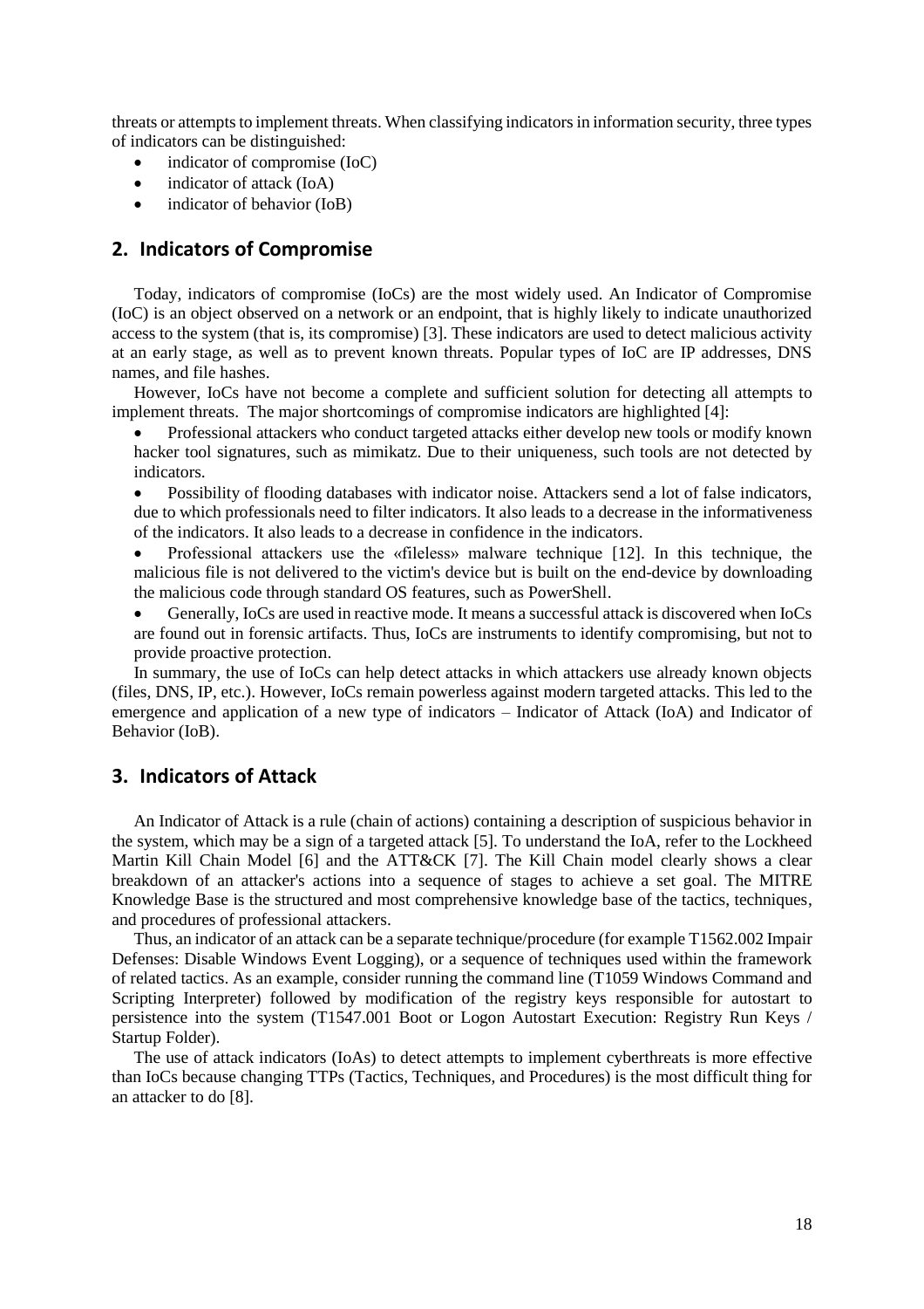threats or attempts to implement threats. When classifying indicators in information security, three types of indicators can be distinguished:

- indicator of compromise (IoC)
- indicator of attack (IoA)
- indicator of behavior (IoB)

## 2. Indicators of Compromise

Today, indicators of compromise (IoCs) are the most widely used. An Indicator of Compromise (IoC) is an object observed on a network or an endpoint, that is highly likely to indicate unauthorized access to the system (that is, its compromise) [3]. These indicators are used to detect malicious activity at an early stage, as well as to prevent known threats. Popular types of IoC are IP addresses, DNS names, and file hashes.

However, IoCs have not become a complete and sufficient solution for detecting all attempts to implement threats. The major shortcomings of compromise indicators are highlighted [4]:

- Professional attackers who conduct targeted attacks either develop new tools or modify known hacker tool signatures, such as mimikatz. Due to their uniqueness, such tools are not detected by indicators.
- Possibility of flooding databases with indicator noise. Attackers send a lot of false indicators, due to which professionals need to filter indicators. It also leads to a decrease in the informativeness of the indicators. It also leads to a decrease in confidence in the indicators.
- Professional attackers use the «fileless» malware technique [12]. In this technique, the malicious file is not delivered to the victim's device but is built on the end-device by downloading the malicious code through standard OS features, such as PowerShell.
- Generally, IoCs are used in reactive mode. It means a successful attack is discovered when IoCs are found out in forensic artifacts. Thus, IoCs are instruments to identify compromising, but not to provide proactive protection.

In summary, the use of IoCs can help detect attacks in which attackers use already known objects (files, DNS, IP, etc.). However, IoCs remain powerless against modern targeted attacks. This led to the emergence and application of a new type of indicators – Indicator of Attack (IoA) and Indicator of Behavior (IoB).

## 3. Indicators of Attack

An Indicator of Attack is a rule (chain of actions) containing a description of suspicious behavior in the system, which may be a sign of a targeted attack [5]. To understand the IoA, refer to the Lockheed Martin Kill Chain Model [6] and the ATT&CK [7]. The Kill Chain model clearly shows a clear breakdown of an attacker's actions into a sequence of stages to achieve a set goal. The MITRE Knowledge Base is the structured and most comprehensive knowledge base of the tactics, techniques, and procedures of professional attackers.

Thus, an indicator of an attack can be a separate technique/procedure (for example T1562.002 Impair Defenses: Disable Windows Event Logging), or a sequence of techniques used within the framework of related tactics. As an example, consider running the command line (T1059 Windows Command and Scripting Interpreter) followed by modification of the registry keys responsible for autostart to persistence into the system (T1547.001 Boot or Logon Autostart Execution: Registry Run Keys / Startup Folder).

The use of attack indicators (IoAs) to detect attempts to implement cyberthreats is more effective than IoCs because changing TTPs (Tactics, Techniques, and Procedures) is the most difficult thing for an attacker to do [8].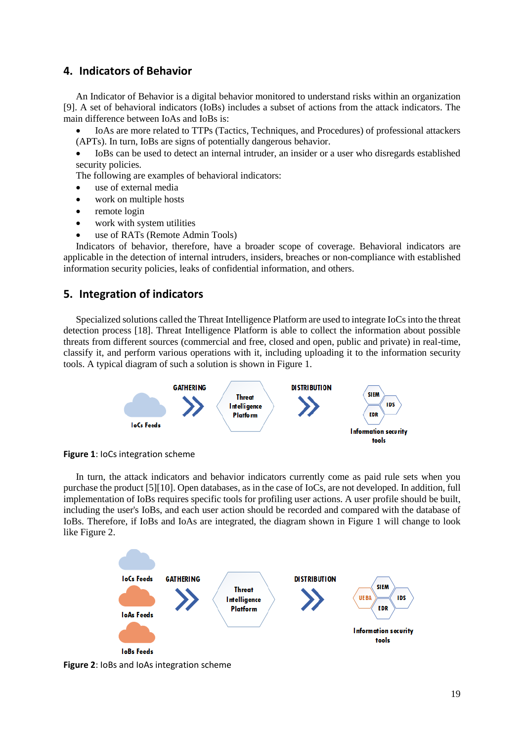## 4. Indicators of Behavior

An Indicator of Behavior is a digital behavior monitored to understand risks within an organization [9]. A set of behavioral indicators (IoBs) includes a subset of actions from the attack indicators. The main difference between IoAs and IoBs is:

- IoAs are more related to TTPs (Tactics, Techniques, and Procedures) of professional attackers (APTs). In turn, IoBs are signs of potentially dangerous behavior.
- IoBs can be used to detect an internal intruder, an insider or a user who disregards established security policies.

The following are examples of behavioral indicators:

- use of external media
- work on multiple hosts
- remote login
- work with system utilities
- use of RATs (Remote Admin Tools)

Indicators of behavior, therefore, have a broader scope of coverage. Behavioral indicators are applicable in the detection of internal intruders, insiders, breaches or non-compliance with established information security policies, leaks of confidential information, and others.

## 5. Integration of indicators

Specialized solutions called the Threat Intelligence Platform are used to integrate IoCs into the threat detection process [18]. Threat Intelligence Platform is able to collect the information about possible threats from different sources (commercial and free, closed and open, public and private) in real-time, classify it, and perform various operations with it, including uploading it to the information security tools. A typical diagram of such a solution is shown in Figure 1.

IoCs Feeds
GATHERING
Threat Intelligence Platform
DISTRIBUTION
SIEM
IDS
EDR
Information security tools

**Figure 1**: IoCs integration scheme

In turn, the attack indicators and behavior indicators currently come as paid rule sets when you purchase the product [5][10]. Open databases, as in the case of IoCs, are not developed. In addition, full implementation of IoBs requires specific tools for profiling user actions. A user profile should be built, including the user's IoBs, and each user action should be recorded and compared with the database of IoBs. Therefore, if IoBs and IoAs are integrated, the diagram shown in Figure 1 will change to look like Figure 2.

IoCs Feeds
IoAs Feeds
IoBs Feeds
GATHERING
Threat Intelligence Platform
DISTRIBUTION
UEBA
SIEM
IDS
EDR
Information security tools

**Figure 2**: IoBs and IoAs integration scheme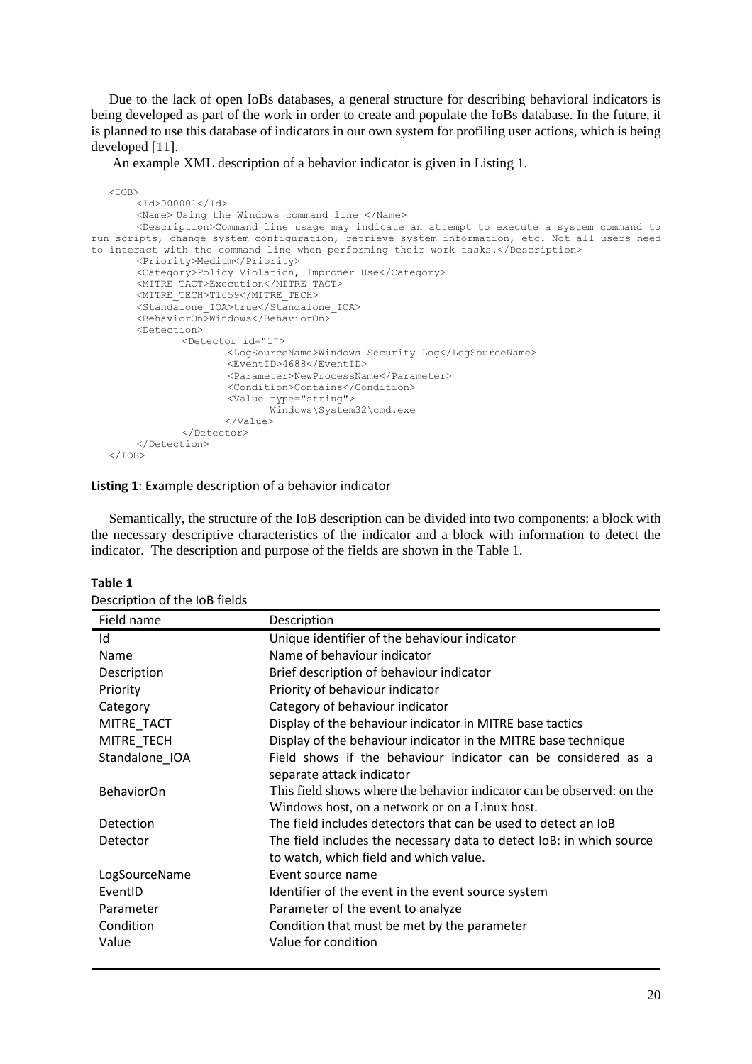Due to the lack of open IoBs databases, a general structure for describing behavioral indicators is being developed as part of the work in order to create and populate the IoBs database. In the future, it is planned to use this database of indicators in our own system for profiling user actions, which is being developed [11].

An example XML description of a behavior indicator is given in Listing 1.

```
<IOB>
    <Id>000001</Id>
    <Name> Using the Windows command line </Name>
    <Description>Command line usage may indicate an attempt to execute a system command to
run scripts, change system configuration, retrieve system information, etc. Not all users need
to interact with the command line when performing their work tasks.</Description>
    <Priority>Medium</Priority>
    <Category>Policy Violation, Improper Use</Category>
    <MITRE_TACT>Execution</MITRE_TACT>
    <MITRE_TECH>T1059</MITRE_TECH>
    <Standalone_IOA>true</Standalone_IOA>
    <BehaviorOn>Windows</BehaviorOn>
    <Detection>
            <Detector id="1">
                    <LogSourceName>Windows Security Log</LogSourceName>
                    <EventID>4688</EventID>
                    <Parameter>NewProcessName</Parameter>
                    <Condition>Contains</Condition>
                    <Value type="string">
                            Windows\System32\cmd.exe
                    </Value>
            </Detector>
    </Detection>
</IOB>
```

**Listing 1**: Example description of a behavior indicator

Semantically, the structure of the IoB description can be divided into two components: a block with the necessary descriptive characteristics of the indicator and a block with information to detect the indicator. The description and purpose of the fields are shown in the Table 1.

**Table 1**
Description of the IoB fields

| Field name | Description |
| --- | --- |
| Id | Unique identifier of the behaviour indicator |
| Name | Name of behaviour indicator |
| Description | Brief description of behaviour indicator |
| Priority | Priority of behaviour indicator |
| Category | Category of behaviour indicator |
| MITRE_TACT | Display of the behaviour indicator in MITRE base tactics |
| MITRE_TECH | Display of the behaviour indicator in the MITRE base technique |
| Standalone_IOA | Field shows if the behaviour indicator can be considered as a separate attack indicator |
| BehaviorOn | This field shows where the behavior indicator can be observed: on the Windows host, on a network or on a Linux host. |
| Detection | The field includes detectors that can be used to detect an IoB |
| Detector | The field includes the necessary data to detect IoB: in which source to watch, which field and which value. |
| LogSourceName | Event source name |
| EventID | Identifier of the event in the event source system |
| Parameter | Parameter of the event to analyze |
| Condition | Condition that must be met by the parameter |
| Value | Value for condition |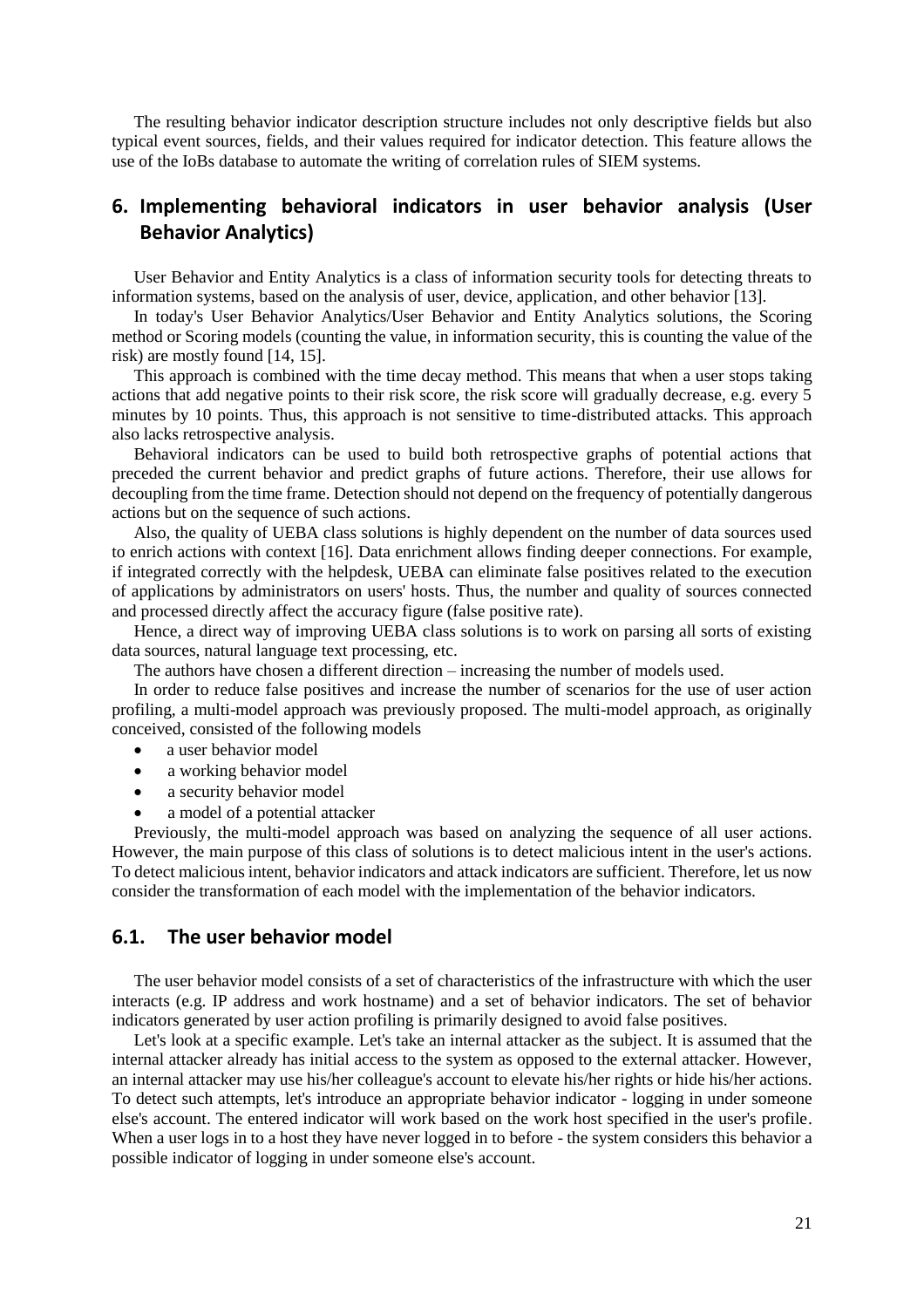The resulting behavior indicator description structure includes not only descriptive fields but also typical event sources, fields, and their values required for indicator detection. This feature allows the use of the IoBs database to automate the writing of correlation rules of SIEM systems.

## 6. Implementing behavioral indicators in user behavior analysis (User Behavior Analytics)

User Behavior and Entity Analytics is a class of information security tools for detecting threats to information systems, based on the analysis of user, device, application, and other behavior [13].

In today's User Behavior Analytics/User Behavior and Entity Analytics solutions, the Scoring method or Scoring models (counting the value, in information security, this is counting the value of the risk) are mostly found [14, 15].

This approach is combined with the time decay method. This means that when a user stops taking actions that add negative points to their risk score, the risk score will gradually decrease, e.g. every 5 minutes by 10 points. Thus, this approach is not sensitive to time-distributed attacks. This approach also lacks retrospective analysis.

Behavioral indicators can be used to build both retrospective graphs of potential actions that preceded the current behavior and predict graphs of future actions. Therefore, their use allows for decoupling from the time frame. Detection should not depend on the frequency of potentially dangerous actions but on the sequence of such actions.

Also, the quality of UEBA class solutions is highly dependent on the number of data sources used to enrich actions with context [16]. Data enrichment allows finding deeper connections. For example, if integrated correctly with the helpdesk, UEBA can eliminate false positives related to the execution of applications by administrators on users' hosts. Thus, the number and quality of sources connected and processed directly affect the accuracy figure (false positive rate).

Hence, a direct way of improving UEBA class solutions is to work on parsing all sorts of existing data sources, natural language text processing, etc.

The authors have chosen a different direction – increasing the number of models used.

In order to reduce false positives and increase the number of scenarios for the use of user action profiling, a multi-model approach was previously proposed. The multi-model approach, as originally conceived, consisted of the following models

- a user behavior model
- a working behavior model
- a security behavior model
- a model of a potential attacker

Previously, the multi-model approach was based on analyzing the sequence of all user actions. However, the main purpose of this class of solutions is to detect malicious intent in the user's actions. To detect malicious intent, behavior indicators and attack indicators are sufficient. Therefore, let us now consider the transformation of each model with the implementation of the behavior indicators.

### 6.1. The user behavior model

The user behavior model consists of a set of characteristics of the infrastructure with which the user interacts (e.g. IP address and work hostname) and a set of behavior indicators. The set of behavior indicators generated by user action profiling is primarily designed to avoid false positives.

Let's look at a specific example. Let's take an internal attacker as the subject. It is assumed that the internal attacker already has initial access to the system as opposed to the external attacker. However, an internal attacker may use his/her colleague's account to elevate his/her rights or hide his/her actions. To detect such attempts, let's introduce an appropriate behavior indicator - logging in under someone else's account. The entered indicator will work based on the work host specified in the user's profile. When a user logs in to a host they have never logged in to before - the system considers this behavior a possible indicator of logging in under someone else's account.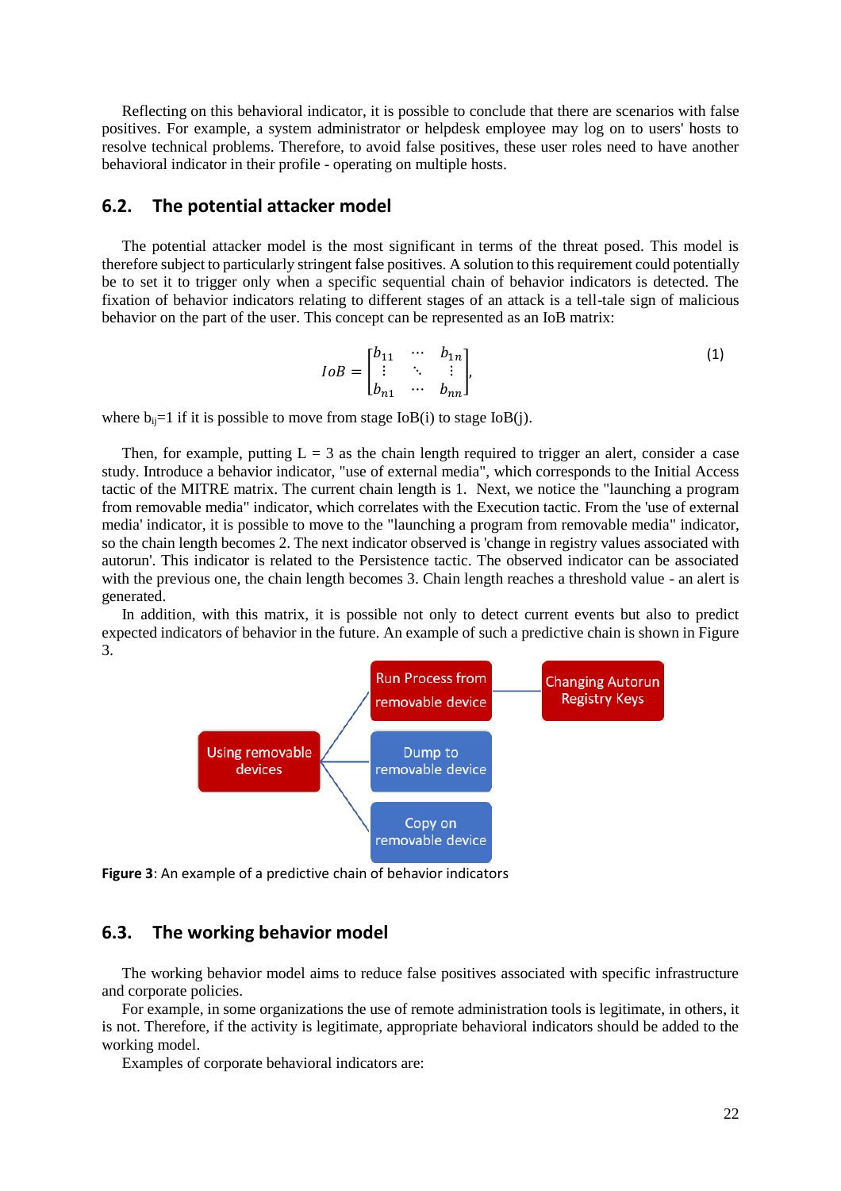Reflecting on this behavioral indicator, it is possible to conclude that there are scenarios with false positives. For example, a system administrator or helpdesk employee may log on to users' hosts to resolve technical problems. Therefore, to avoid false positives, these user roles need to have another behavioral indicator in their profile - operating on multiple hosts.

## 6.2. The potential attacker model

The potential attacker model is the most significant in terms of the threat posed. This model is therefore subject to particularly stringent false positives. A solution to this requirement could potentially be to set it to trigger only when a specific sequential chain of behavior indicators is detected. The fixation of behavior indicators relating to different stages of an attack is a tell-tale sign of malicious behavior on the part of the user. This concept can be represented as an IoB matrix:

$$IoB = \begin{bmatrix} b_{11} & \cdots & b_{1n} \\ \vdots & \ddots & \vdots \\ b_{n1} & \cdots & b_{nn} \end{bmatrix}, \quad (1)$$

where $b_{ij}=1$ if it is possible to move from stage IoB(i) to stage IoB(j).

Then, for example, putting L = 3 as the chain length required to trigger an alert, consider a case study. Introduce a behavior indicator, "use of external media", which corresponds to the Initial Access tactic of the MITRE matrix. The current chain length is 1. Next, we notice the "launching a program from removable media" indicator, which correlates with the Execution tactic. From the 'use of external media' indicator, it is possible to move to the "launching a program from removable media" indicator, so the chain length becomes 2. The next indicator observed is 'change in registry values associated with autorun'. This indicator is related to the Persistence tactic. The observed indicator can be associated with the previous one, the chain length becomes 3. Chain length reaches a threshold value - an alert is generated.

In addition, with this matrix, it is possible not only to detect current events but also to predict expected indicators of behavior in the future. An example of such a predictive chain is shown in Figure 3.

Using removable devices

Run Process from removable device

Changing Autorun Registry Keys

Dump to removable device

Copy on removable device

**Figure 3**: An example of a predictive chain of behavior indicators

## 6.3. The working behavior model

The working behavior model aims to reduce false positives associated with specific infrastructure and corporate policies.

For example, in some organizations the use of remote administration tools is legitimate, in others, it is not. Therefore, if the activity is legitimate, appropriate behavioral indicators should be added to the working model.

Examples of corporate behavioral indicators are: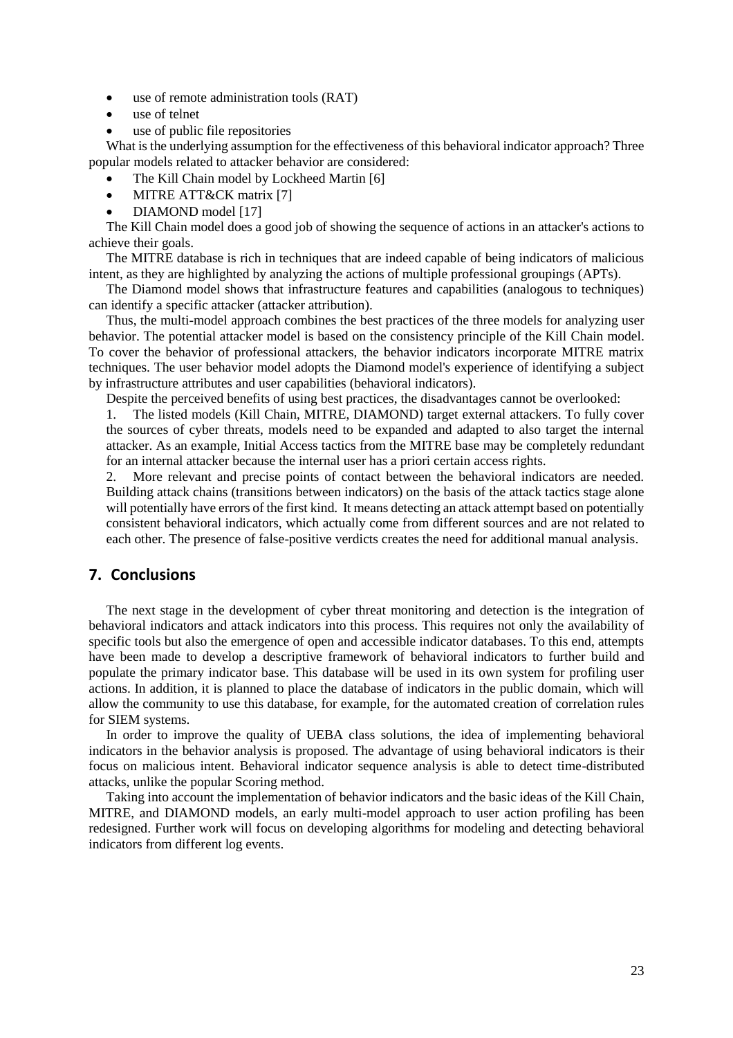- use of remote administration tools (RAT)
- use of telnet
- use of public file repositories

What is the underlying assumption for the effectiveness of this behavioral indicator approach? Three popular models related to attacker behavior are considered:

- The Kill Chain model by Lockheed Martin [6]
- MITRE ATT&CK matrix [7]
- DIAMOND model [17]

The Kill Chain model does a good job of showing the sequence of actions in an attacker's actions to achieve their goals.

The MITRE database is rich in techniques that are indeed capable of being indicators of malicious intent, as they are highlighted by analyzing the actions of multiple professional groupings (APTs).

The Diamond model shows that infrastructure features and capabilities (analogous to techniques) can identify a specific attacker (attacker attribution).

Thus, the multi-model approach combines the best practices of the three models for analyzing user behavior. The potential attacker model is based on the consistency principle of the Kill Chain model. To cover the behavior of professional attackers, the behavior indicators incorporate MITRE matrix techniques. The user behavior model adopts the Diamond model's experience of identifying a subject by infrastructure attributes and user capabilities (behavioral indicators).

Despite the perceived benefits of using best practices, the disadvantages cannot be overlooked:

1. The listed models (Kill Chain, MITRE, DIAMOND) target external attackers. To fully cover the sources of cyber threats, models need to be expanded and adapted to also target the internal attacker. As an example, Initial Access tactics from the MITRE base may be completely redundant for an internal attacker because the internal user has a priori certain access rights.
2. More relevant and precise points of contact between the behavioral indicators are needed. Building attack chains (transitions between indicators) on the basis of the attack tactics stage alone will potentially have errors of the first kind. It means detecting an attack attempt based on potentially consistent behavioral indicators, which actually come from different sources and are not related to each other. The presence of false-positive verdicts creates the need for additional manual analysis.

## 7. Conclusions

The next stage in the development of cyber threat monitoring and detection is the integration of behavioral indicators and attack indicators into this process. This requires not only the availability of specific tools but also the emergence of open and accessible indicator databases. To this end, attempts have been made to develop a descriptive framework of behavioral indicators to further build and populate the primary indicator base. This database will be used in its own system for profiling user actions. In addition, it is planned to place the database of indicators in the public domain, which will allow the community to use this database, for example, for the automated creation of correlation rules for SIEM systems.

In order to improve the quality of UEBA class solutions, the idea of implementing behavioral indicators in the behavior analysis is proposed. The advantage of using behavioral indicators is their focus on malicious intent. Behavioral indicator sequence analysis is able to detect time-distributed attacks, unlike the popular Scoring method.

Taking into account the implementation of behavior indicators and the basic ideas of the Kill Chain, MITRE, and DIAMOND models, an early multi-model approach to user action profiling has been redesigned. Further work will focus on developing algorithms for modeling and detecting behavioral indicators from different log events.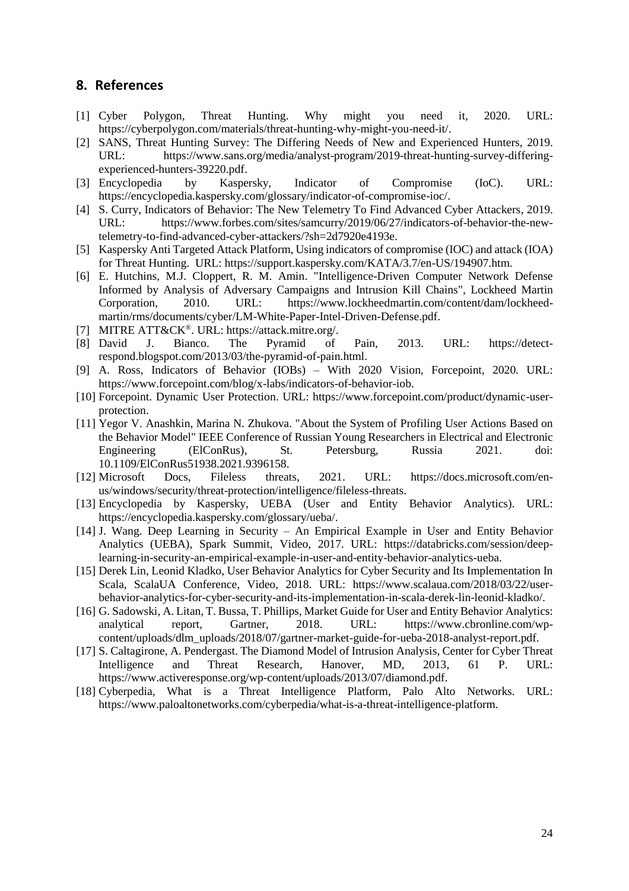## 8. References

[1] Cyber Polygon, Threat Hunting. Why might you need it, 2020. URL: https://cyberpolygon.com/materials/threat-hunting-why-might-you-need-it/.

[2] SANS, Threat Hunting Survey: The Differing Needs of New and Experienced Hunters, 2019. URL: https://www.sans.org/media/analyst-program/2019-threat-hunting-survey-differing-experienced-hunters-39220.pdf.

[3] Encyclopedia by Kaspersky, Indicator of Compromise (IoC). URL: https://encyclopedia.kaspersky.com/glossary/indicator-of-compromise-ioc/.

[4] S. Curry, Indicators of Behavior: The New Telemetry To Find Advanced Cyber Attackers, 2019. URL: https://www.forbes.com/sites/samcurry/2019/06/27/indicators-of-behavior-the-new-telemetry-to-find-advanced-cyber-attackers/?sh=2d7920e4193e.

[5] Kaspersky Anti Targeted Attack Platform, Using indicators of compromise (IOC) and attack (IOA) for Threat Hunting. URL: https://support.kaspersky.com/KATA/3.7/en-US/194907.htm.

[6] E. Hutchins, M.J. Cloppert, R. M. Amin. "Intelligence-Driven Computer Network Defense Informed by Analysis of Adversary Campaigns and Intrusion Kill Chains", Lockheed Martin Corporation, 2010. URL: https://www.lockheedmartin.com/content/dam/lockheed-martin/rms/documents/cyber/LM-White-Paper-Intel-Driven-Defense.pdf.

[7] MITRE ATT&CK®. URL: https://attack.mitre.org/.

[8] David J. Bianco. The Pyramid of Pain, 2013. URL: https://detect-respond.blogspot.com/2013/03/the-pyramid-of-pain.html.

[9] A. Ross, Indicators of Behavior (IOBs) – With 2020 Vision, Forcepoint, 2020. URL: https://www.forcepoint.com/blog/x-labs/indicators-of-behavior-iob.

[10] Forcepoint. Dynamic User Protection. URL: https://www.forcepoint.com/product/dynamic-user-protection.

[11] Yegor V. Anashkin, Marina N. Zhukova. "About the System of Profiling User Actions Based on the Behavior Model" IEEE Conference of Russian Young Researchers in Electrical and Electronic Engineering (ElConRus), St. Petersburg, Russia 2021. doi: 10.1109/ElConRus51938.2021.9396158.

[12] Microsoft Docs, Fileless threats, 2021. URL: https://docs.microsoft.com/en-us/windows/security/threat-protection/intelligence/fileless-threats.

[13] Encyclopedia by Kaspersky, UEBA (User and Entity Behavior Analytics). URL: https://encyclopedia.kaspersky.com/glossary/ueba/.

[14] J. Wang. Deep Learning in Security – An Empirical Example in User and Entity Behavior Analytics (UEBA), Spark Summit, Video, 2017. URL: https://databricks.com/session/deep-learning-in-security-an-empirical-example-in-user-and-entity-behavior-analytics-ueba.

[15] Derek Lin, Leonid Kladko, User Behavior Analytics for Cyber Security and Its Implementation In Scala, ScalaUA Conference, Video, 2018. URL: https://www.scalaua.com/2018/03/22/user-behavior-analytics-for-cyber-security-and-its-implementation-in-scala-derek-lin-leonid-kladko/.

[16] G. Sadowski, A. Litan, T. Bussa, T. Phillips, Market Guide for User and Entity Behavior Analytics: analytical report, Gartner, 2018. URL: https://www.cbronline.com/wp-content/uploads/dlm_uploads/2018/07/gartner-market-guide-for-ueba-2018-analyst-report.pdf.

[17] S. Caltagirone, A. Pendergast. The Diamond Model of Intrusion Analysis, Center for Cyber Threat Intelligence and Threat Research, Hanover, MD, 2013, 61 P. URL: https://www.activeresponse.org/wp-content/uploads/2013/07/diamond.pdf.

[18] Cyberpedia, What is a Threat Intelligence Platform, Palo Alto Networks. URL: https://www.paloaltonetworks.com/cyberpedia/what-is-a-threat-intelligence-platform.